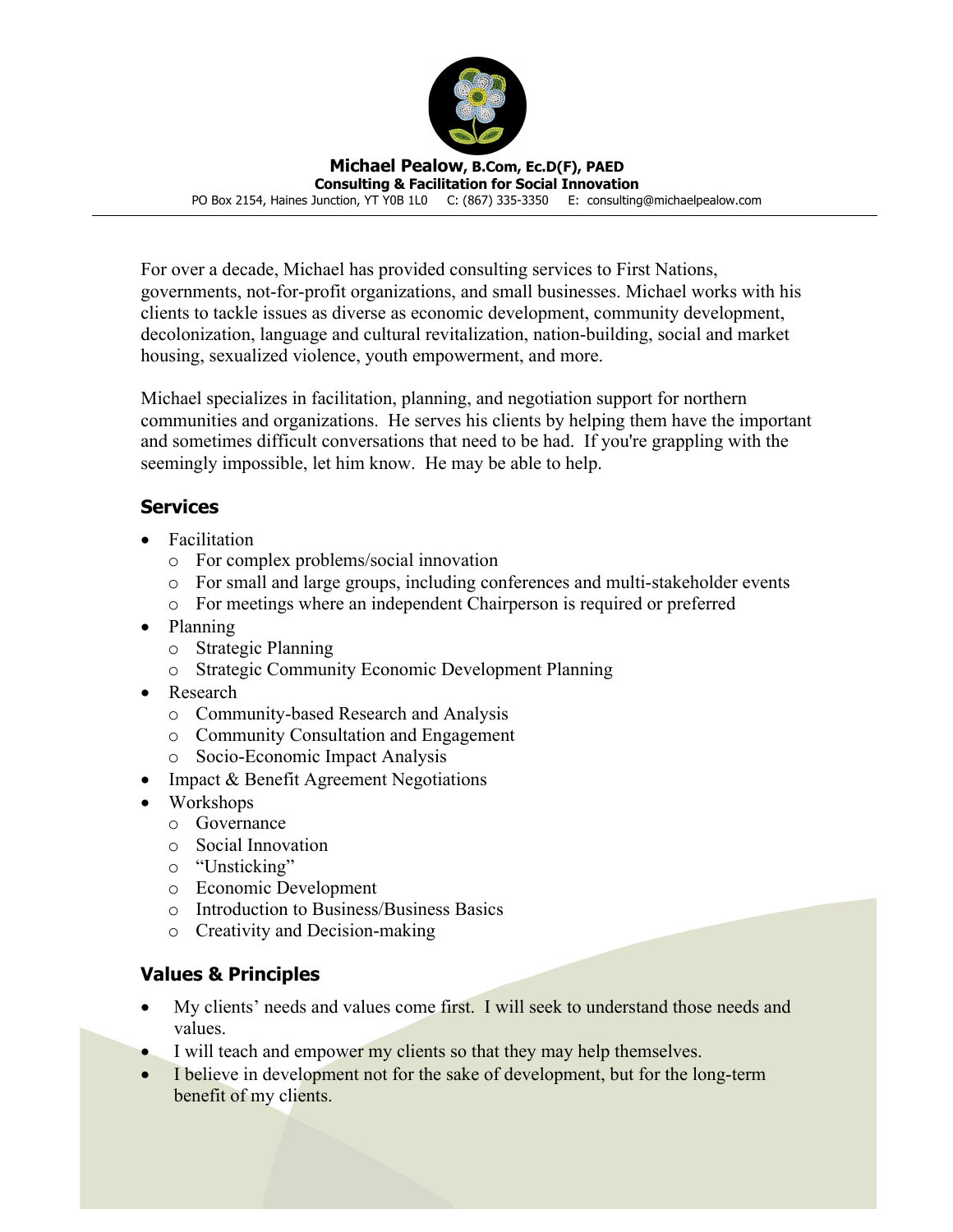**Michael Pealow, B.Com, Ec.D(F), PAED**
**Consulting & Facilitation for Social Innovation**
PO Box 2154, Haines Junction, YT Y0B 1L0 C: (867) 335-3350 E: consulting@michaelpealow.com

For over a decade, Michael has provided consulting services to First Nations, governments, not-for-profit organizations, and small businesses. Michael works with his clients to tackle issues as diverse as economic development, community development, decolonization, language and cultural revitalization, nation-building, social and market housing, sexualized violence, youth empowerment, and more.

Michael specializes in facilitation, planning, and negotiation support for northern communities and organizations. He serves his clients by helping them have the important and sometimes difficult conversations that need to be had. If you're grappling with the seemingly impossible, let him know. He may be able to help.

## Services

- Facilitation
  - For complex problems/social innovation
  - For small and large groups, including conferences and multi-stakeholder events
  - For meetings where an independent Chairperson is required or preferred
- Planning
  - Strategic Planning
  - Strategic Community Economic Development Planning
- Research
  - Community-based Research and Analysis
  - Community Consultation and Engagement
  - Socio-Economic Impact Analysis
- Impact & Benefit Agreement Negotiations
- Workshops
  - Governance
  - Social Innovation
  - "Unsticking"
  - Economic Development
  - Introduction to Business/Business Basics
  - Creativity and Decision-making

## Values & Principles

- My clients' needs and values come first. I will seek to understand those needs and values.
- I will teach and empower my clients so that they may help themselves.
- I believe in development not for the sake of development, but for the long-term benefit of my clients.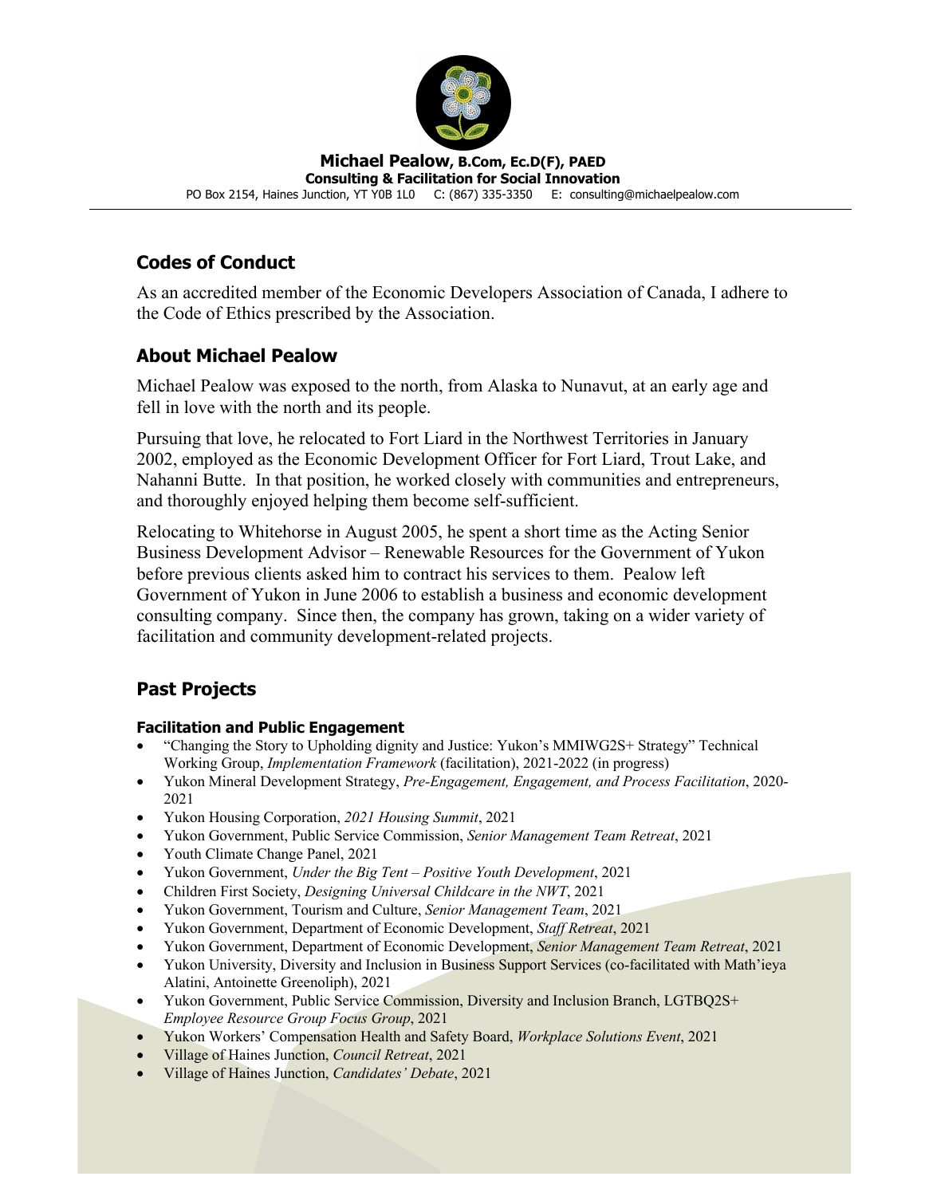## Codes of Conduct

As an accredited member of the Economic Developers Association of Canada, I adhere to the Code of Ethics prescribed by the Association.

## About Michael Pealow

Michael Pealow was exposed to the north, from Alaska to Nunavut, at an early age and fell in love with the north and its people.

Pursuing that love, he relocated to Fort Liard in the Northwest Territories in January 2002, employed as the Economic Development Officer for Fort Liard, Trout Lake, and Nahanni Butte. In that position, he worked closely with communities and entrepreneurs, and thoroughly enjoyed helping them become self-sufficient.

Relocating to Whitehorse in August 2005, he spent a short time as the Acting Senior Business Development Advisor – Renewable Resources for the Government of Yukon before previous clients asked him to contract his services to them. Pealow left Government of Yukon in June 2006 to establish a business and economic development consulting company. Since then, the company has grown, taking on a wider variety of facilitation and community development-related projects.

## Past Projects

### Facilitation and Public Engagement

- "Changing the Story to Upholding dignity and Justice: Yukon's MMIWG2S+ Strategy" Technical Working Group, *Implementation Framework* (facilitation), 2021-2022 (in progress)
- Yukon Mineral Development Strategy, *Pre-Engagement, Engagement, and Process Facilitation*, 2020-2021
- Yukon Housing Corporation, *2021 Housing Summit*, 2021
- Yukon Government, Public Service Commission, *Senior Management Team Retreat*, 2021
- Youth Climate Change Panel, 2021
- Yukon Government, *Under the Big Tent – Positive Youth Development*, 2021
- Children First Society, *Designing Universal Childcare in the NWT*, 2021
- Yukon Government, Tourism and Culture, *Senior Management Team*, 2021
- Yukon Government, Department of Economic Development, *Staff Retreat*, 2021
- Yukon Government, Department of Economic Development, *Senior Management Team Retreat*, 2021
- Yukon University, Diversity and Inclusion in Business Support Services (co-facilitated with Math'ieya Alatini, Antoinette Greenoliph), 2021
- Yukon Government, Public Service Commission, Diversity and Inclusion Branch, LGTBQ2S+ *Employee Resource Group Focus Group*, 2021
- Yukon Workers' Compensation Health and Safety Board, *Workplace Solutions Event*, 2021
- Village of Haines Junction, *Council Retreat*, 2021
- Village of Haines Junction, *Candidates' Debate*, 2021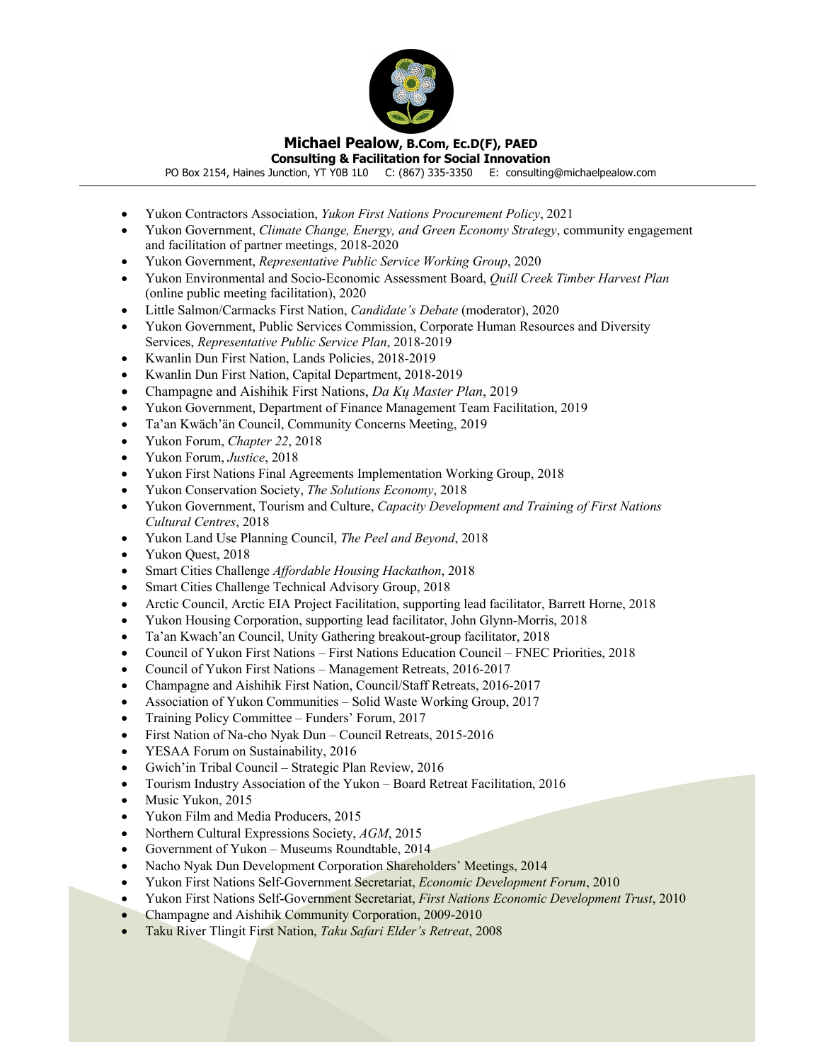- Yukon Contractors Association, *Yukon First Nations Procurement Policy*, 2021
- Yukon Government, *Climate Change, Energy, and Green Economy Strategy*, community engagement and facilitation of partner meetings, 2018-2020
- Yukon Government, *Representative Public Service Working Group*, 2020
- Yukon Environmental and Socio-Economic Assessment Board, *Quill Creek Timber Harvest Plan* (online public meeting facilitation), 2020
- Little Salmon/Carmacks First Nation, *Candidate's Debate* (moderator), 2020
- Yukon Government, Public Services Commission, Corporate Human Resources and Diversity Services, *Representative Public Service Plan*, 2018-2019
- Kwanlin Dun First Nation, Lands Policies, 2018-2019
- Kwanlin Dun First Nation, Capital Department, 2018-2019
- Champagne and Aishihik First Nations, *Da Kų Master Plan*, 2019
- Yukon Government, Department of Finance Management Team Facilitation, 2019
- Ta'an Kwäch'än Council, Community Concerns Meeting, 2019
- Yukon Forum, *Chapter 22*, 2018
- Yukon Forum, *Justice*, 2018
- Yukon First Nations Final Agreements Implementation Working Group, 2018
- Yukon Conservation Society, *The Solutions Economy*, 2018
- Yukon Government, Tourism and Culture, *Capacity Development and Training of First Nations Cultural Centres*, 2018
- Yukon Land Use Planning Council, *The Peel and Beyond*, 2018
- Yukon Quest, 2018
- Smart Cities Challenge *Affordable Housing Hackathon*, 2018
- Smart Cities Challenge Technical Advisory Group, 2018
- Arctic Council, Arctic EIA Project Facilitation, supporting lead facilitator, Barrett Horne, 2018
- Yukon Housing Corporation, supporting lead facilitator, John Glynn-Morris, 2018
- Ta'an Kwach'an Council, Unity Gathering breakout-group facilitator, 2018
- Council of Yukon First Nations – First Nations Education Council – FNEC Priorities, 2018
- Council of Yukon First Nations – Management Retreats, 2016-2017
- Champagne and Aishihik First Nation, Council/Staff Retreats, 2016-2017
- Association of Yukon Communities – Solid Waste Working Group, 2017
- Training Policy Committee – Funders' Forum, 2017
- First Nation of Na-cho Nyak Dun – Council Retreats, 2015-2016
- YESAA Forum on Sustainability, 2016
- Gwich'in Tribal Council – Strategic Plan Review, 2016
- Tourism Industry Association of the Yukon – Board Retreat Facilitation, 2016
- Music Yukon, 2015
- Yukon Film and Media Producers, 2015
- Northern Cultural Expressions Society, *AGM*, 2015
- Government of Yukon – Museums Roundtable, 2014
- Nacho Nyak Dun Development Corporation Shareholders' Meetings, 2014
- Yukon First Nations Self-Government Secretariat, *Economic Development Forum*, 2010
- Yukon First Nations Self-Government Secretariat, *First Nations Economic Development Trust*, 2010
- Champagne and Aishihik Community Corporation, 2009-2010
- Taku River Tlingit First Nation, *Taku Safari Elder's Retreat*, 2008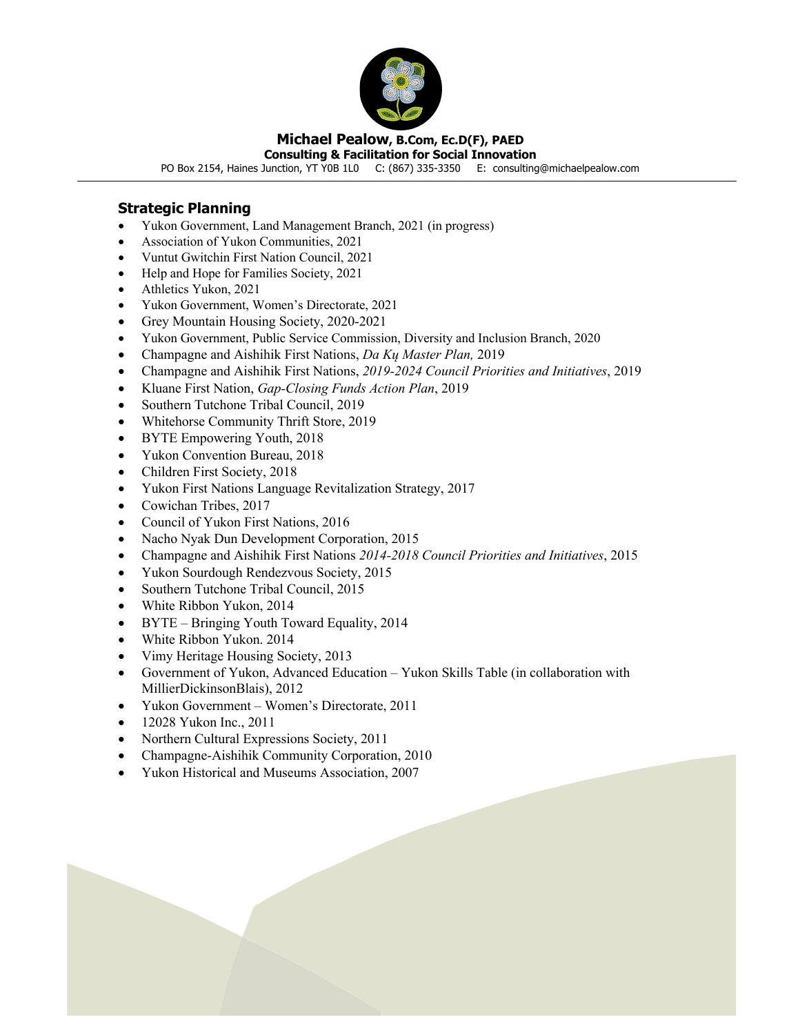## Strategic Planning

- Yukon Government, Land Management Branch, 2021 (in progress)
- Association of Yukon Communities, 2021
- Vuntut Gwitchin First Nation Council, 2021
- Help and Hope for Families Society, 2021
- Athletics Yukon, 2021
- Yukon Government, Women's Directorate, 2021
- Grey Mountain Housing Society, 2020-2021
- Yukon Government, Public Service Commission, Diversity and Inclusion Branch, 2020
- Champagne and Aishihik First Nations, *Da Kų Master Plan,* 2019
- Champagne and Aishihik First Nations, *2019-2024 Council Priorities and Initiatives*, 2019
- Kluane First Nation, *Gap-Closing Funds Action Plan*, 2019
- Southern Tutchone Tribal Council, 2019
- Whitehorse Community Thrift Store, 2019
- BYTE Empowering Youth, 2018
- Yukon Convention Bureau, 2018
- Children First Society, 2018
- Yukon First Nations Language Revitalization Strategy, 2017
- Cowichan Tribes, 2017
- Council of Yukon First Nations, 2016
- Nacho Nyak Dun Development Corporation, 2015
- Champagne and Aishihik First Nations *2014-2018 Council Priorities and Initiatives*, 2015
- Yukon Sourdough Rendezvous Society, 2015
- Southern Tutchone Tribal Council, 2015
- White Ribbon Yukon, 2014
- BYTE – Bringing Youth Toward Equality, 2014
- White Ribbon Yukon. 2014
- Vimy Heritage Housing Society, 2013
- Government of Yukon, Advanced Education – Yukon Skills Table (in collaboration with MillierDickinsonBlais), 2012
- Yukon Government – Women's Directorate, 2011
- 12028 Yukon Inc., 2011
- Northern Cultural Expressions Society, 2011
- Champagne-Aishihik Community Corporation, 2010
- Yukon Historical and Museums Association, 2007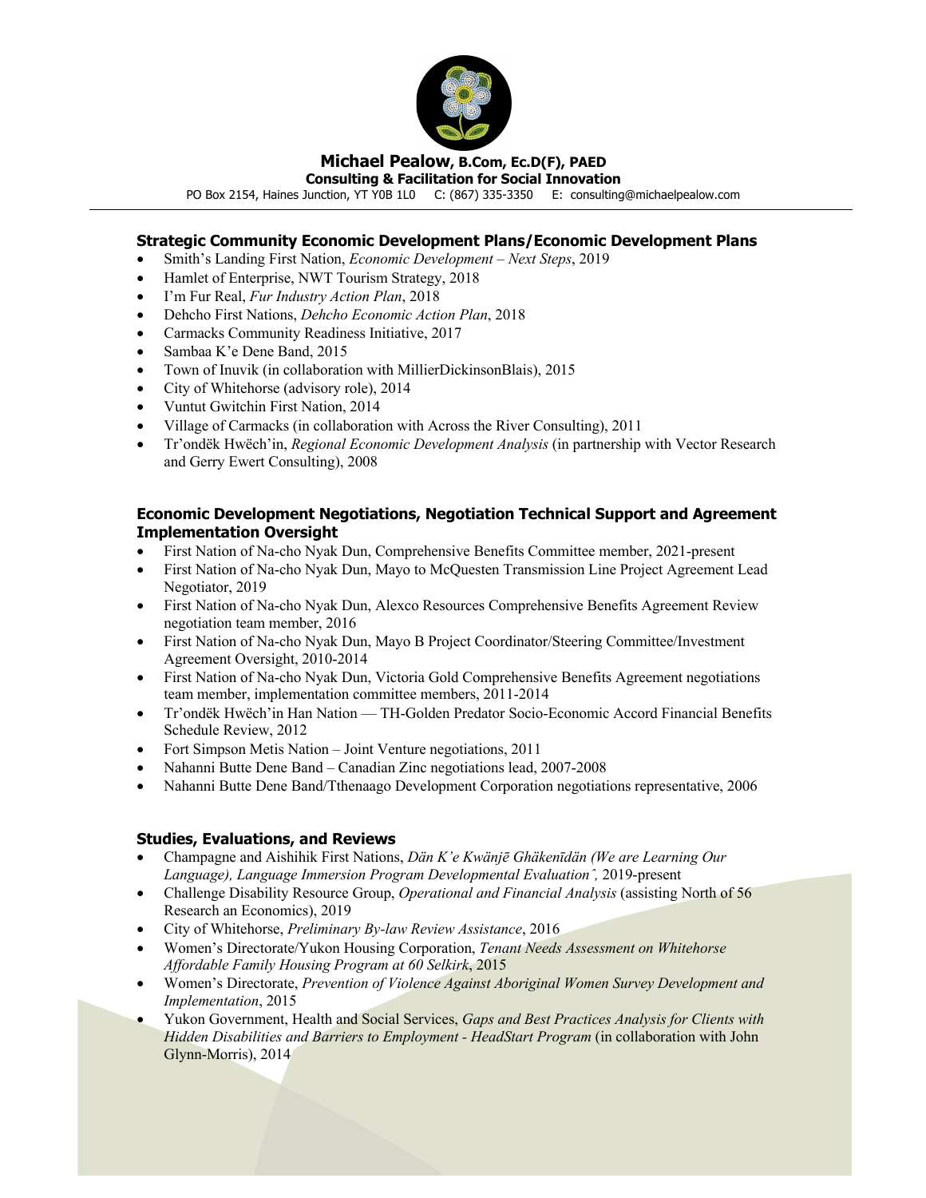**Michael Pealow, B.Com, Ec.D(F), PAED**
**Consulting & Facilitation for Social Innovation**
PO Box 2154, Haines Junction, YT Y0B 1L0 C: (867) 335-3350 E: consulting@michaelpealow.com

### Strategic Community Economic Development Plans/Economic Development Plans

- Smith's Landing First Nation, *Economic Development – Next Steps*, 2019
- Hamlet of Enterprise, NWT Tourism Strategy, 2018
- I'm Fur Real, *Fur Industry Action Plan*, 2018
- Dehcho First Nations, *Dehcho Economic Action Plan*, 2018
- Carmacks Community Readiness Initiative, 2017
- Sambaa K'e Dene Band, 2015
- Town of Inuvik (in collaboration with MillierDickinsonBlais), 2015
- City of Whitehorse (advisory role), 2014
- Vuntut Gwitchin First Nation, 2014
- Village of Carmacks (in collaboration with Across the River Consulting), 2011
- Tr'ondëk Hwëch'in, *Regional Economic Development Analysis* (in partnership with Vector Research and Gerry Ewert Consulting), 2008

### Economic Development Negotiations, Negotiation Technical Support and Agreement Implementation Oversight

- First Nation of Na-cho Nyak Dun, Comprehensive Benefits Committee member, 2021-present
- First Nation of Na-cho Nyak Dun, Mayo to McQuesten Transmission Line Project Agreement Lead Negotiator, 2019
- First Nation of Na-cho Nyak Dun, Alexco Resources Comprehensive Benefits Agreement Review negotiation team member, 2016
- First Nation of Na-cho Nyak Dun, Mayo B Project Coordinator/Steering Committee/Investment Agreement Oversight, 2010-2014
- First Nation of Na-cho Nyak Dun, Victoria Gold Comprehensive Benefits Agreement negotiations team member, implementation committee members, 2011-2014
- Tr'ondëk Hwëch'in Han Nation — TH-Golden Predator Socio-Economic Accord Financial Benefits Schedule Review, 2012
- Fort Simpson Metis Nation – Joint Venture negotiations, 2011
- Nahanni Butte Dene Band – Canadian Zinc negotiations lead, 2007-2008
- Nahanni Butte Dene Band/Tthenaago Development Corporation negotiations representative, 2006

### Studies, Evaluations, and Reviews

- Champagne and Aishihik First Nations, *Dän K'e Kwänjē Ghäkenīdän (We are Learning Our Language), Language Immersion Program Developmental Evaluationˆ,* 2019-present
- Challenge Disability Resource Group, *Operational and Financial Analysis* (assisting North of 56 Research an Economics), 2019
- City of Whitehorse, *Preliminary By-law Review Assistance*, 2016
- Women's Directorate/Yukon Housing Corporation, *Tenant Needs Assessment on Whitehorse Affordable Family Housing Program at 60 Selkirk*, 2015
- Women's Directorate, *Prevention of Violence Against Aboriginal Women Survey Development and Implementation*, 2015
- Yukon Government, Health and Social Services, *Gaps and Best Practices Analysis for Clients with Hidden Disabilities and Barriers to Employment - HeadStart Program* (in collaboration with John Glynn-Morris), 2014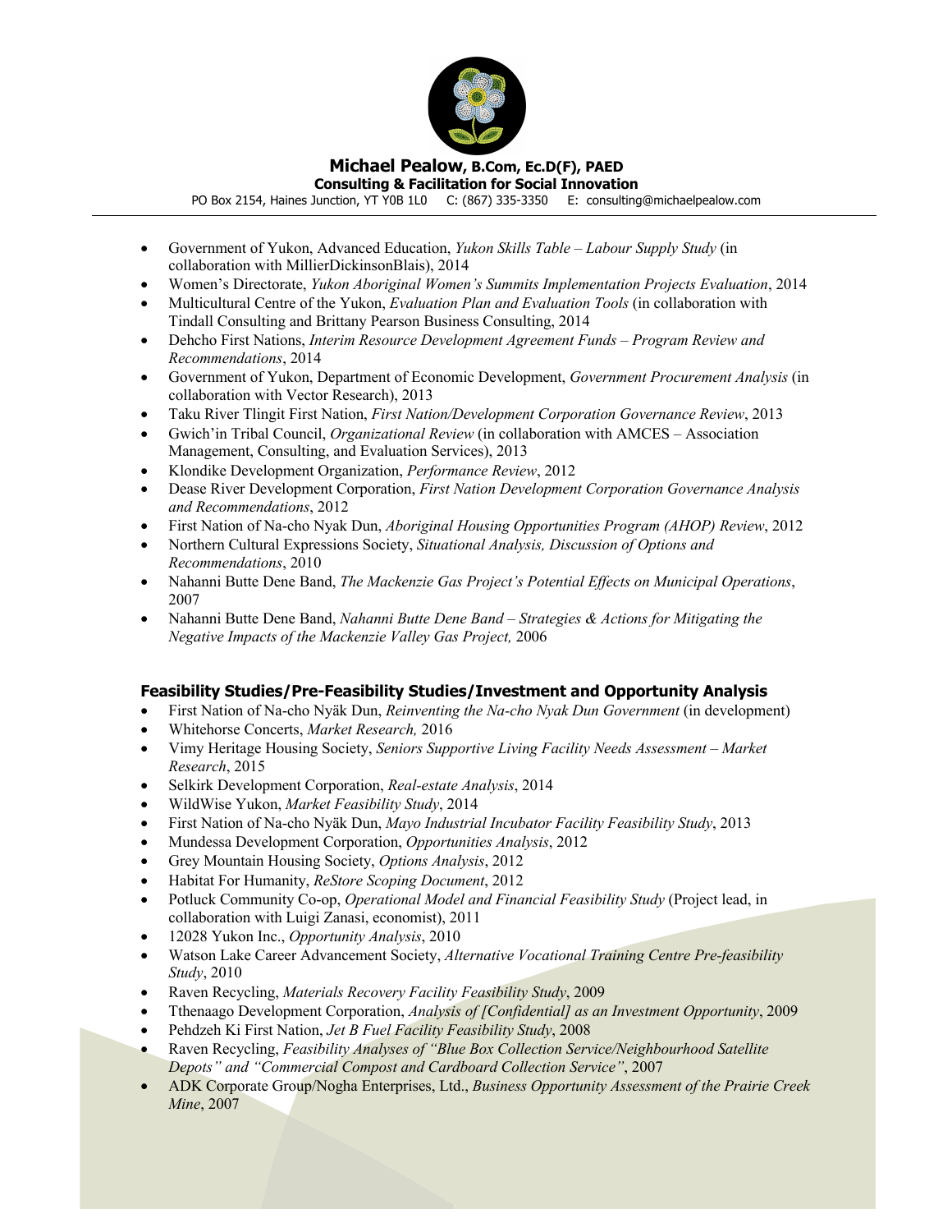- Government of Yukon, Advanced Education, *Yukon Skills Table – Labour Supply Study* (in collaboration with MillierDickinsonBlais), 2014
- Women's Directorate, *Yukon Aboriginal Women's Summits Implementation Projects Evaluation*, 2014
- Multicultural Centre of the Yukon, *Evaluation Plan and Evaluation Tools* (in collaboration with Tindall Consulting and Brittany Pearson Business Consulting, 2014
- Dehcho First Nations, *Interim Resource Development Agreement Funds – Program Review and Recommendations*, 2014
- Government of Yukon, Department of Economic Development, *Government Procurement Analysis* (in collaboration with Vector Research), 2013
- Taku River Tlingit First Nation, *First Nation/Development Corporation Governance Review*, 2013
- Gwich'in Tribal Council, *Organizational Review* (in collaboration with AMCES – Association Management, Consulting, and Evaluation Services), 2013
- Klondike Development Organization, *Performance Review*, 2012
- Dease River Development Corporation, *First Nation Development Corporation Governance Analysis and Recommendations*, 2012
- First Nation of Na-cho Nyak Dun, *Aboriginal Housing Opportunities Program (AHOP) Review*, 2012
- Northern Cultural Expressions Society, *Situational Analysis, Discussion of Options and Recommendations*, 2010
- Nahanni Butte Dene Band, *The Mackenzie Gas Project's Potential Effects on Municipal Operations*, 2007
- Nahanni Butte Dene Band, *Nahanni Butte Dene Band – Strategies & Actions for Mitigating the Negative Impacts of the Mackenzie Valley Gas Project,* 2006

## Feasibility Studies/Pre-Feasibility Studies/Investment and Opportunity Analysis

- First Nation of Na-cho Nyäk Dun, *Reinventing the Na-cho Nyak Dun Government* (in development)
- Whitehorse Concerts, *Market Research,* 2016
- Vimy Heritage Housing Society, *Seniors Supportive Living Facility Needs Assessment – Market Research*, 2015
- Selkirk Development Corporation, *Real-estate Analysis*, 2014
- WildWise Yukon, *Market Feasibility Study*, 2014
- First Nation of Na-cho Nyäk Dun, *Mayo Industrial Incubator Facility Feasibility Study*, 2013
- Mundessa Development Corporation, *Opportunities Analysis*, 2012
- Grey Mountain Housing Society, *Options Analysis*, 2012
- Habitat For Humanity, *ReStore Scoping Document*, 2012
- Potluck Community Co-op, *Operational Model and Financial Feasibility Study* (Project lead, in collaboration with Luigi Zanasi, economist), 2011
- 12028 Yukon Inc., *Opportunity Analysis*, 2010
- Watson Lake Career Advancement Society, *Alternative Vocational Training Centre Pre-feasibility Study*, 2010
- Raven Recycling, *Materials Recovery Facility Feasibility Study*, 2009
- Tthenaago Development Corporation, *Analysis of [Confidential] as an Investment Opportunity*, 2009
- Pehdzeh Ki First Nation, *Jet B Fuel Facility Feasibility Study*, 2008
- Raven Recycling, *Feasibility Analyses of "Blue Box Collection Service/Neighbourhood Satellite Depots" and "Commercial Compost and Cardboard Collection Service"*, 2007
- ADK Corporate Group/Nogha Enterprises, Ltd., *Business Opportunity Assessment of the Prairie Creek Mine*, 2007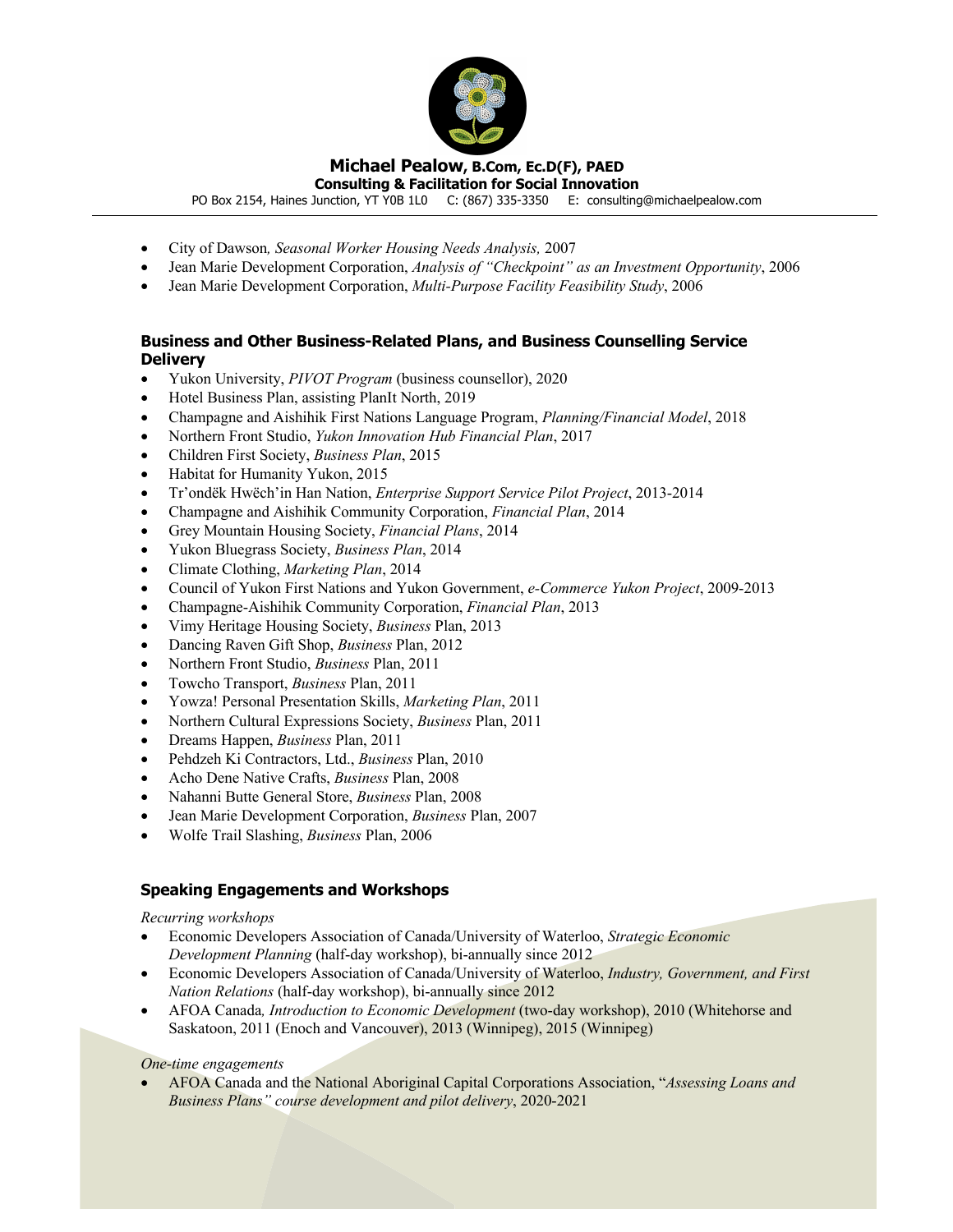- City of Dawson*, Seasonal Worker Housing Needs Analysis,* 2007
- Jean Marie Development Corporation, *Analysis of "Checkpoint" as an Investment Opportunity*, 2006
- Jean Marie Development Corporation, *Multi-Purpose Facility Feasibility Study*, 2006

### Business and Other Business-Related Plans, and Business Counselling Service Delivery

- Yukon University, *PIVOT Program* (business counsellor), 2020
- Hotel Business Plan, assisting PlanIt North, 2019
- Champagne and Aishihik First Nations Language Program, *Planning/Financial Model*, 2018
- Northern Front Studio, *Yukon Innovation Hub Financial Plan*, 2017
- Children First Society, *Business Plan*, 2015
- Habitat for Humanity Yukon, 2015
- Tr'ondëk Hwëch'in Han Nation, *Enterprise Support Service Pilot Project*, 2013-2014
- Champagne and Aishihik Community Corporation, *Financial Plan*, 2014
- Grey Mountain Housing Society, *Financial Plans*, 2014
- Yukon Bluegrass Society, *Business Plan*, 2014
- Climate Clothing, *Marketing Plan*, 2014
- Council of Yukon First Nations and Yukon Government, *e-Commerce Yukon Project*, 2009-2013
- Champagne-Aishihik Community Corporation, *Financial Plan*, 2013
- Vimy Heritage Housing Society, *Business* Plan, 2013
- Dancing Raven Gift Shop, *Business* Plan, 2012
- Northern Front Studio, *Business* Plan, 2011
- Towcho Transport, *Business* Plan, 2011
- Yowza! Personal Presentation Skills, *Marketing Plan*, 2011
- Northern Cultural Expressions Society, *Business* Plan, 2011
- Dreams Happen, *Business* Plan, 2011
- Pehdzeh Ki Contractors, Ltd., *Business* Plan, 2010
- Acho Dene Native Crafts, *Business* Plan, 2008
- Nahanni Butte General Store, *Business* Plan, 2008
- Jean Marie Development Corporation, *Business* Plan, 2007
- Wolfe Trail Slashing, *Business* Plan, 2006

### Speaking Engagements and Workshops

*Recurring workshops*

- Economic Developers Association of Canada/University of Waterloo, *Strategic Economic Development Planning* (half-day workshop), bi-annually since 2012
- Economic Developers Association of Canada/University of Waterloo, *Industry, Government, and First Nation Relations* (half-day workshop), bi-annually since 2012
- AFOA Canada*, Introduction to Economic Development* (two-day workshop), 2010 (Whitehorse and Saskatoon, 2011 (Enoch and Vancouver), 2013 (Winnipeg), 2015 (Winnipeg)

*One-time engagements*

- AFOA Canada and the National Aboriginal Capital Corporations Association, "*Assessing Loans and Business Plans" course development and pilot delivery*, 2020-2021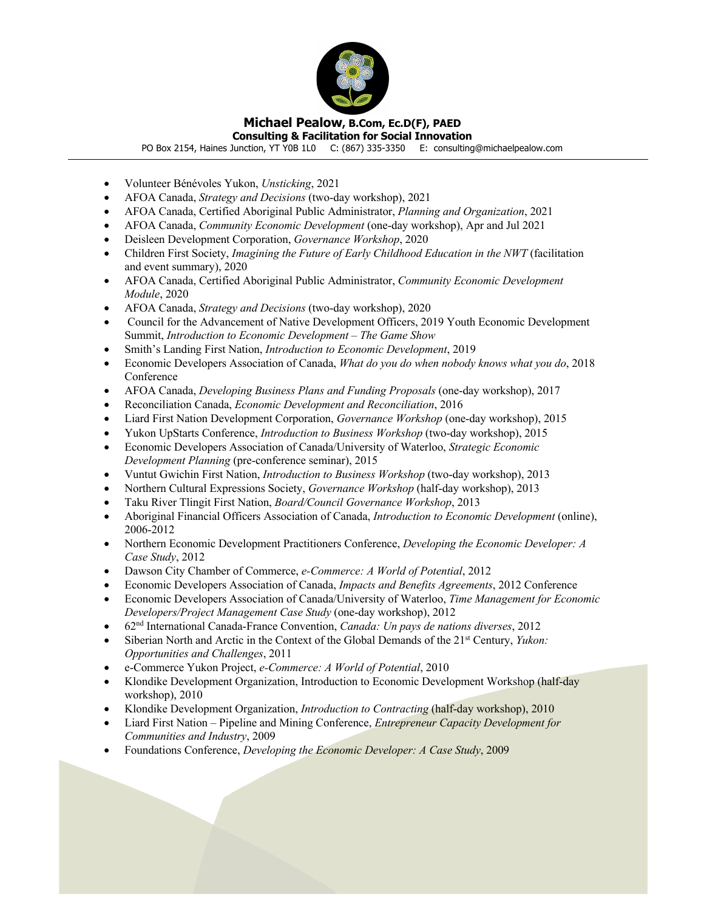- Volunteer Bénévoles Yukon, *Unsticking*, 2021
- AFOA Canada, *Strategy and Decisions* (two-day workshop), 2021
- AFOA Canada, Certified Aboriginal Public Administrator, *Planning and Organization*, 2021
- AFOA Canada, *Community Economic Development* (one-day workshop), Apr and Jul 2021
- Deisleen Development Corporation, *Governance Workshop*, 2020
- Children First Society, *Imagining the Future of Early Childhood Education in the NWT* (facilitation and event summary), 2020
- AFOA Canada, Certified Aboriginal Public Administrator, *Community Economic Development Module*, 2020
- AFOA Canada, *Strategy and Decisions* (two-day workshop), 2020
- Council for the Advancement of Native Development Officers, 2019 Youth Economic Development Summit, *Introduction to Economic Development – The Game Show*
- Smith's Landing First Nation, *Introduction to Economic Development*, 2019
- Economic Developers Association of Canada, *What do you do when nobody knows what you do*, 2018 Conference
- AFOA Canada, *Developing Business Plans and Funding Proposals* (one-day workshop), 2017
- Reconciliation Canada, *Economic Development and Reconciliation*, 2016
- Liard First Nation Development Corporation, *Governance Workshop* (one-day workshop), 2015
- Yukon UpStarts Conference, *Introduction to Business Workshop* (two-day workshop), 2015
- Economic Developers Association of Canada/University of Waterloo, *Strategic Economic Development Planning* (pre-conference seminar), 2015
- Vuntut Gwichin First Nation, *Introduction to Business Workshop* (two-day workshop), 2013
- Northern Cultural Expressions Society, *Governance Workshop* (half-day workshop), 2013
- Taku River Tlingit First Nation, *Board/Council Governance Workshop*, 2013
- Aboriginal Financial Officers Association of Canada, *Introduction to Economic Development* (online), 2006-2012
- Northern Economic Development Practitioners Conference, *Developing the Economic Developer: A Case Study*, 2012
- Dawson City Chamber of Commerce, *e-Commerce: A World of Potential*, 2012
- Economic Developers Association of Canada, *Impacts and Benefits Agreements*, 2012 Conference
- Economic Developers Association of Canada/University of Waterloo, *Time Management for Economic Developers/Project Management Case Study* (one-day workshop), 2012
- 62nd International Canada-France Convention, *Canada: Un pays de nations diverses*, 2012
- Siberian North and Arctic in the Context of the Global Demands of the 21st Century, *Yukon: Opportunities and Challenges*, 2011
- e-Commerce Yukon Project, *e-Commerce: A World of Potential*, 2010
- Klondike Development Organization, Introduction to Economic Development Workshop (half-day workshop), 2010
- Klondike Development Organization, *Introduction to Contracting* (half-day workshop), 2010
- Liard First Nation – Pipeline and Mining Conference, *Entrepreneur Capacity Development for Communities and Industry*, 2009
- Foundations Conference, *Developing the Economic Developer: A Case Study*, 2009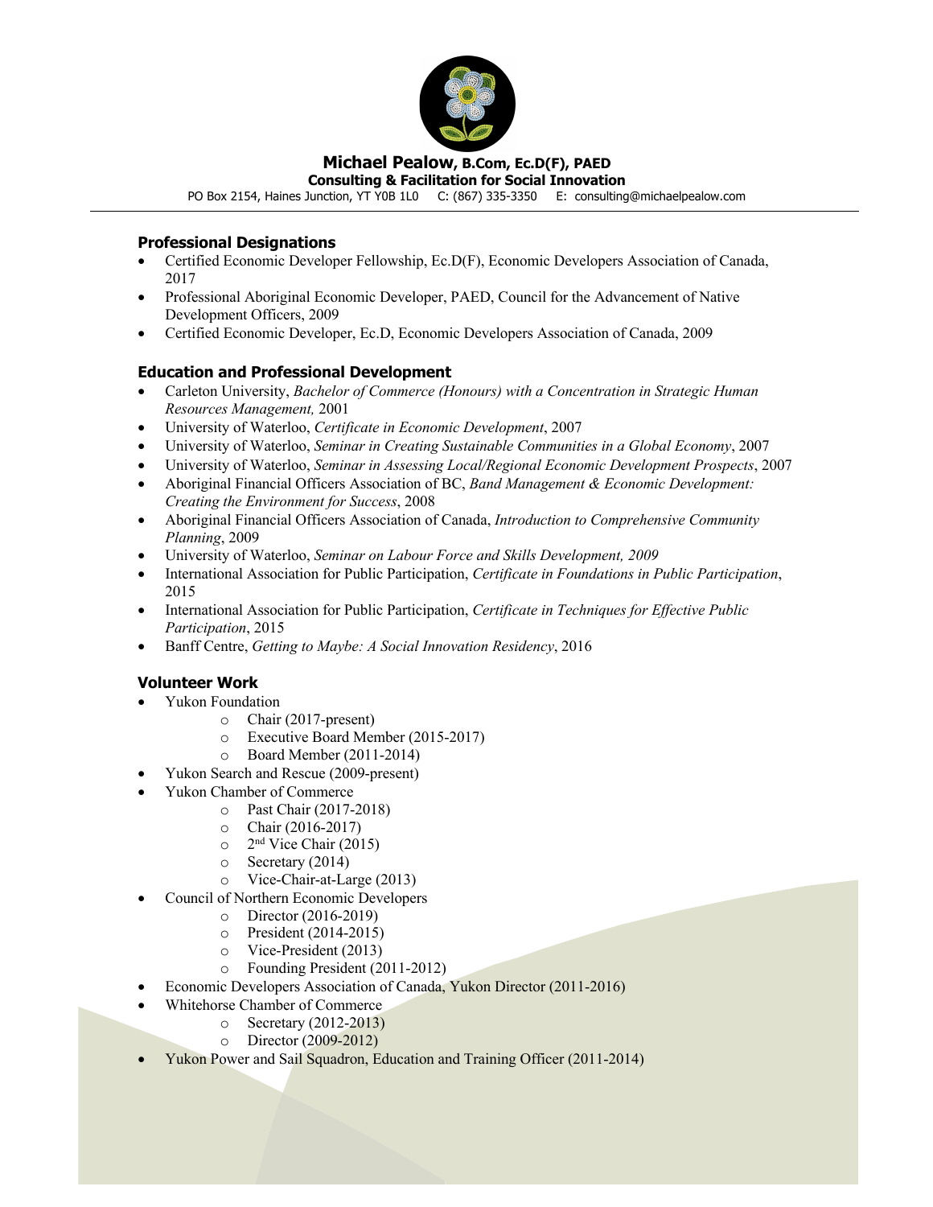**Michael Pealow, B.Com, Ec.D(F), PAED**
**Consulting & Facilitation for Social Innovation**
PO Box 2154, Haines Junction, YT Y0B 1L0 C: (867) 335-3350 E: consulting@michaelpealow.com

---

## Professional Designations

- Certified Economic Developer Fellowship, Ec.D(F), Economic Developers Association of Canada, 2017
- Professional Aboriginal Economic Developer, PAED, Council for the Advancement of Native Development Officers, 2009
- Certified Economic Developer, Ec.D, Economic Developers Association of Canada, 2009

## Education and Professional Development

- Carleton University, *Bachelor of Commerce (Honours) with a Concentration in Strategic Human Resources Management,* 2001
- University of Waterloo, *Certificate in Economic Development*, 2007
- University of Waterloo, *Seminar in Creating Sustainable Communities in a Global Economy*, 2007
- University of Waterloo, *Seminar in Assessing Local/Regional Economic Development Prospects*, 2007
- Aboriginal Financial Officers Association of BC, *Band Management & Economic Development: Creating the Environment for Success*, 2008
- Aboriginal Financial Officers Association of Canada, *Introduction to Comprehensive Community Planning*, 2009
- University of Waterloo, *Seminar on Labour Force and Skills Development, 2009*
- International Association for Public Participation, *Certificate in Foundations in Public Participation*, 2015
- International Association for Public Participation, *Certificate in Techniques for Effective Public Participation*, 2015
- Banff Centre, *Getting to Maybe: A Social Innovation Residency*, 2016

## Volunteer Work

- Yukon Foundation
  - Chair (2017-present)
  - Executive Board Member (2015-2017)
  - Board Member (2011-2014)
- Yukon Search and Rescue (2009-present)
- Yukon Chamber of Commerce
  - Past Chair (2017-2018)
  - Chair (2016-2017)
  - 2nd Vice Chair (2015)
  - Secretary (2014)
  - Vice-Chair-at-Large (2013)
- Council of Northern Economic Developers
  - Director (2016-2019)
  - President (2014-2015)
  - Vice-President (2013)
  - Founding President (2011-2012)
- Economic Developers Association of Canada, Yukon Director (2011-2016)
- Whitehorse Chamber of Commerce
  - Secretary (2012-2013)
  - Director (2009-2012)
- Yukon Power and Sail Squadron, Education and Training Officer (2011-2014)